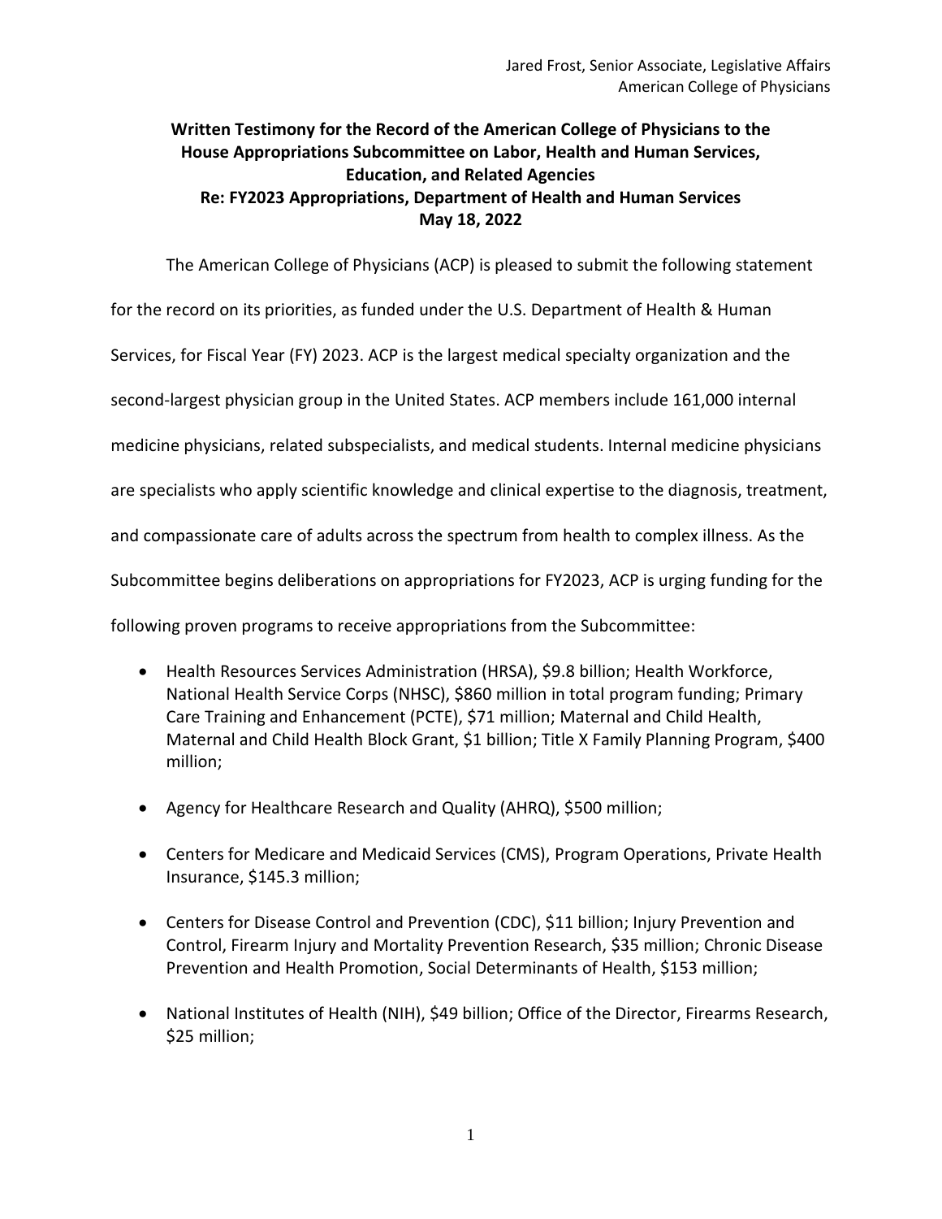Jared Frost, Senior Associate, Legislative Affairs
American College of Physicians

**Written Testimony for the Record of the American College of Physicians to the House Appropriations Subcommittee on Labor, Health and Human Services, Education, and Related Agencies**
**Re: FY2023 Appropriations, Department of Health and Human Services**
**May 18, 2022**

The American College of Physicians (ACP) is pleased to submit the following statement for the record on its priorities, as funded under the U.S. Department of Health & Human Services, for Fiscal Year (FY) 2023. ACP is the largest medical specialty organization and the second-largest physician group in the United States. ACP members include 161,000 internal medicine physicians, related subspecialists, and medical students. Internal medicine physicians are specialists who apply scientific knowledge and clinical expertise to the diagnosis, treatment, and compassionate care of adults across the spectrum from health to complex illness. As the Subcommittee begins deliberations on appropriations for FY2023, ACP is urging funding for the following proven programs to receive appropriations from the Subcommittee:

- Health Resources Services Administration (HRSA), $9.8 billion; Health Workforce, National Health Service Corps (NHSC), $860 million in total program funding; Primary Care Training and Enhancement (PCTE), $71 million; Maternal and Child Health, Maternal and Child Health Block Grant, $1 billion; Title X Family Planning Program, $400 million;
- Agency for Healthcare Research and Quality (AHRQ), $500 million;
- Centers for Medicare and Medicaid Services (CMS), Program Operations, Private Health Insurance, $145.3 million;
- Centers for Disease Control and Prevention (CDC), $11 billion; Injury Prevention and Control, Firearm Injury and Mortality Prevention Research, $35 million; Chronic Disease Prevention and Health Promotion, Social Determinants of Health, $153 million;
- National Institutes of Health (NIH), $49 billion; Office of the Director, Firearms Research, $25 million;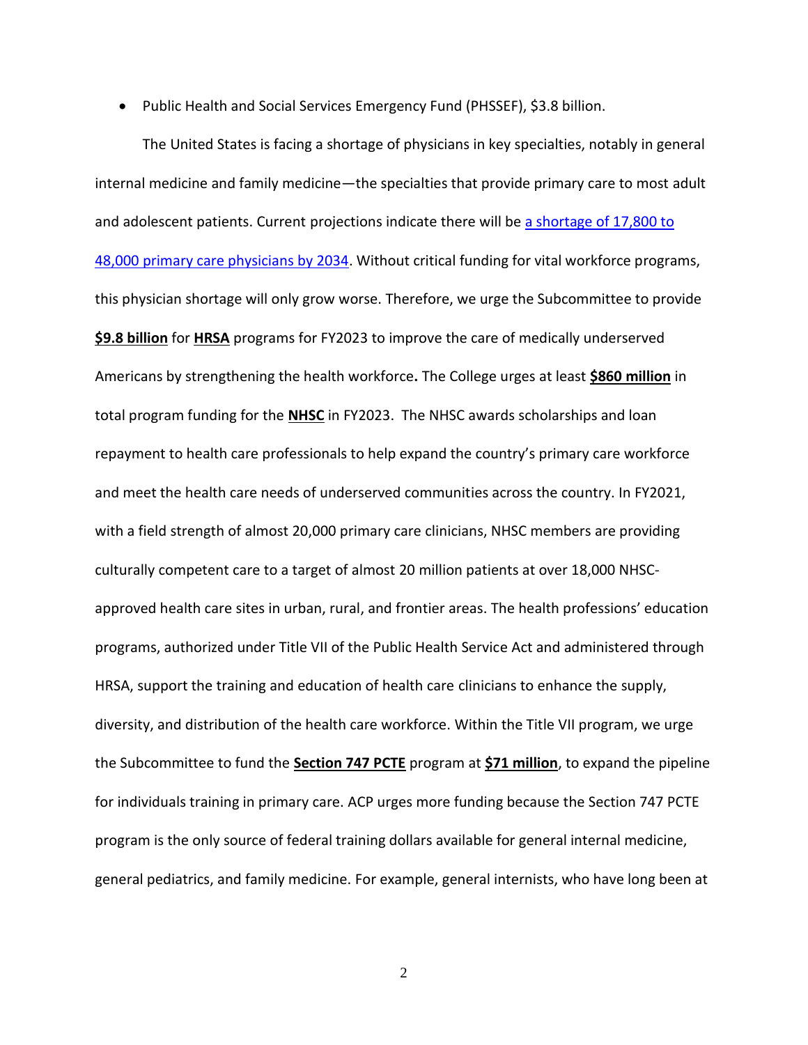- Public Health and Social Services Emergency Fund (PHSSEF), $3.8 billion.

The United States is facing a shortage of physicians in key specialties, notably in general internal medicine and family medicine—the specialties that provide primary care to most adult and adolescent patients. Current projections indicate there will be a shortage of 17,800 to 48,000 primary care physicians by 2034. Without critical funding for vital workforce programs, this physician shortage will only grow worse. Therefore, we urge the Subcommittee to provide **$9.8 billion** for **HRSA** programs for FY2023 to improve the care of medically underserved Americans by strengthening the health workforce**.** The College urges at least **$860 million** in total program funding for the **NHSC** in FY2023. The NHSC awards scholarships and loan repayment to health care professionals to help expand the country's primary care workforce and meet the health care needs of underserved communities across the country. In FY2021, with a field strength of almost 20,000 primary care clinicians, NHSC members are providing culturally competent care to a target of almost 20 million patients at over 18,000 NHSC-approved health care sites in urban, rural, and frontier areas. The health professions' education programs, authorized under Title VII of the Public Health Service Act and administered through HRSA, support the training and education of health care clinicians to enhance the supply, diversity, and distribution of the health care workforce. Within the Title VII program, we urge the Subcommittee to fund the **Section 747 PCTE** program at **$71 million**, to expand the pipeline for individuals training in primary care. ACP urges more funding because the Section 747 PCTE program is the only source of federal training dollars available for general internal medicine, general pediatrics, and family medicine. For example, general internists, who have long been at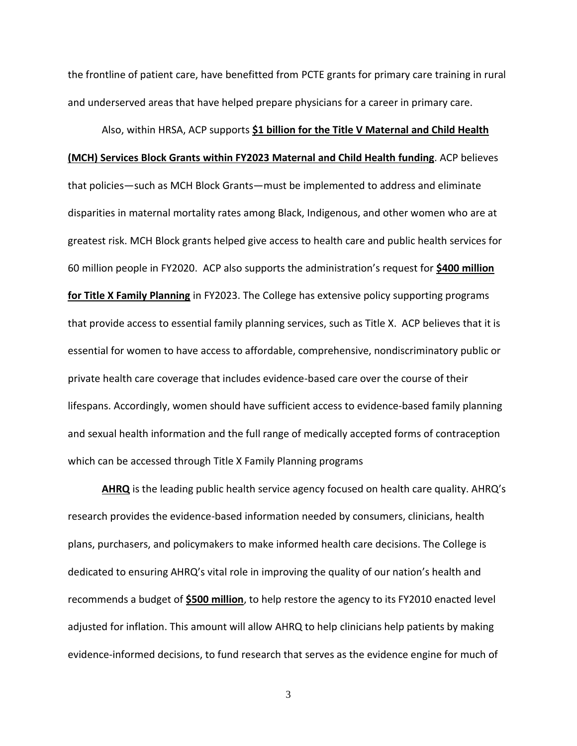the frontline of patient care, have benefitted from PCTE grants for primary care training in rural and underserved areas that have helped prepare physicians for a career in primary care.

Also, within HRSA, ACP supports **<u>$1 billion for the Title V Maternal and Child Health (MCH) Services Block Grants within FY2023 Maternal and Child Health funding</u>**. ACP believes that policies—such as MCH Block Grants—must be implemented to address and eliminate disparities in maternal mortality rates among Black, Indigenous, and other women who are at greatest risk. MCH Block grants helped give access to health care and public health services for 60 million people in FY2020. ACP also supports the administration's request for **<u>$400 million for Title X Family Planning</u>** in FY2023. The College has extensive policy supporting programs that provide access to essential family planning services, such as Title X. ACP believes that it is essential for women to have access to affordable, comprehensive, nondiscriminatory public or private health care coverage that includes evidence-based care over the course of their lifespans. Accordingly, women should have sufficient access to evidence-based family planning and sexual health information and the full range of medically accepted forms of contraception which can be accessed through Title X Family Planning programs

**<u>AHRQ</u>** is the leading public health service agency focused on health care quality. AHRQ's research provides the evidence-based information needed by consumers, clinicians, health plans, purchasers, and policymakers to make informed health care decisions. The College is dedicated to ensuring AHRQ's vital role in improving the quality of our nation's health and recommends a budget of **<u>$500 million</u>**, to help restore the agency to its FY2010 enacted level adjusted for inflation. This amount will allow AHRQ to help clinicians help patients by making evidence-informed decisions, to fund research that serves as the evidence engine for much of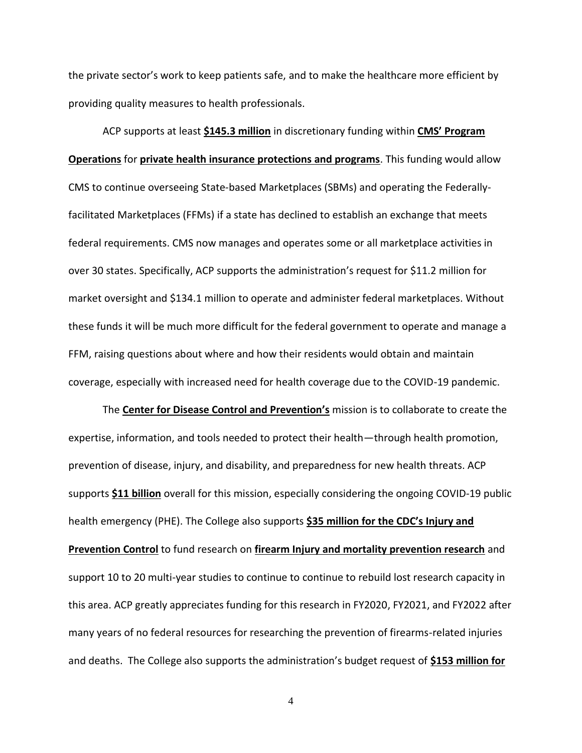the private sector's work to keep patients safe, and to make the healthcare more efficient by providing quality measures to health professionals.

ACP supports at least **<u>$145.3 million</u>** in discretionary funding within **<u>CMS' Program Operations</u>** for **<u>private health insurance protections and programs</u>**. This funding would allow CMS to continue overseeing State-based Marketplaces (SBMs) and operating the Federally-facilitated Marketplaces (FFMs) if a state has declined to establish an exchange that meets federal requirements. CMS now manages and operates some or all marketplace activities in over 30 states. Specifically, ACP supports the administration's request for $11.2 million for market oversight and $134.1 million to operate and administer federal marketplaces. Without these funds it will be much more difficult for the federal government to operate and manage a FFM, raising questions about where and how their residents would obtain and maintain coverage, especially with increased need for health coverage due to the COVID-19 pandemic.

The **<u>Center for Disease Control and Prevention's</u>** mission is to collaborate to create the expertise, information, and tools needed to protect their health—through health promotion, prevention of disease, injury, and disability, and preparedness for new health threats. ACP supports **<u>$11 billion</u>** overall for this mission, especially considering the ongoing COVID-19 public health emergency (PHE). The College also supports **<u>$35 million for the CDC's Injury and Prevention Control</u>** to fund research on **<u>firearm Injury and mortality prevention research</u>** and support 10 to 20 multi-year studies to continue to continue to rebuild lost research capacity in this area. ACP greatly appreciates funding for this research in FY2020, FY2021, and FY2022 after many years of no federal resources for researching the prevention of firearms-related injuries and deaths. The College also supports the administration's budget request of **<u>$153 million for</u>**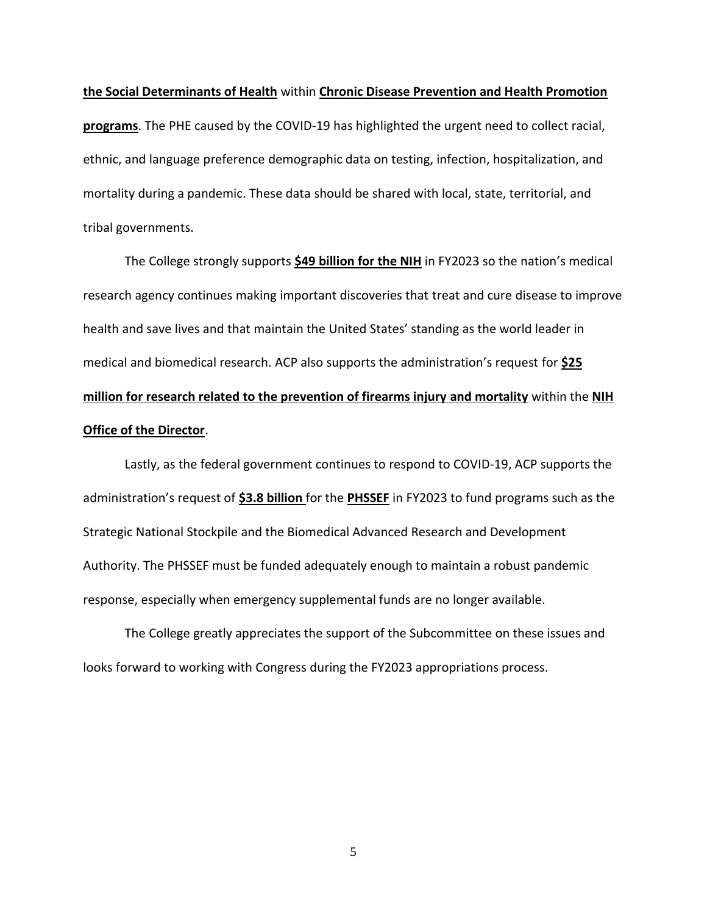**the Social Determinants of Health** within **Chronic Disease Prevention and Health Promotion programs**. The PHE caused by the COVID-19 has highlighted the urgent need to collect racial, ethnic, and language preference demographic data on testing, infection, hospitalization, and mortality during a pandemic. These data should be shared with local, state, territorial, and tribal governments.

The College strongly supports **$49 billion for the NIH** in FY2023 so the nation's medical research agency continues making important discoveries that treat and cure disease to improve health and save lives and that maintain the United States' standing as the world leader in medical and biomedical research. ACP also supports the administration's request for **$25 million for research related to the prevention of firearms injury and mortality** within the **NIH Office of the Director**.

Lastly, as the federal government continues to respond to COVID-19, ACP supports the administration's request of **$3.8 billion** for the **PHSSEF** in FY2023 to fund programs such as the Strategic National Stockpile and the Biomedical Advanced Research and Development Authority. The PHSSEF must be funded adequately enough to maintain a robust pandemic response, especially when emergency supplemental funds are no longer available.

The College greatly appreciates the support of the Subcommittee on these issues and looks forward to working with Congress during the FY2023 appropriations process.